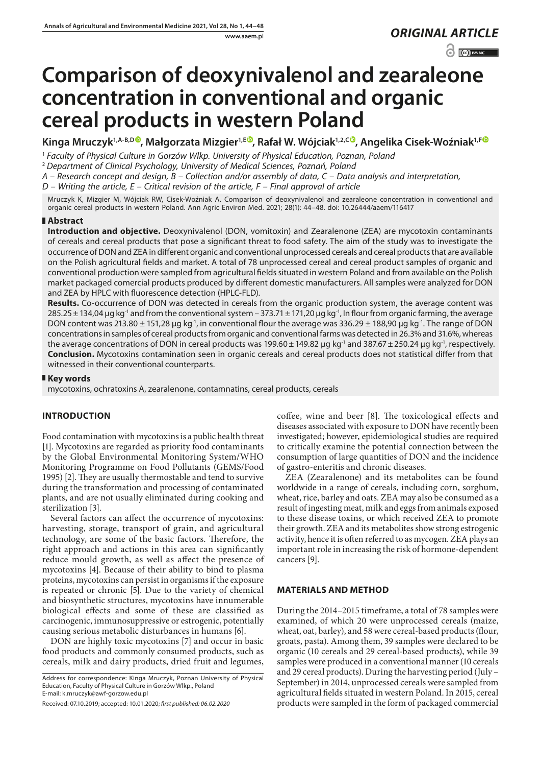*ORIGINAL ARTICLE*

# Comparison of deoxynivalenol and zearaleone concentration in conventional and organic cereal products in western Poland

**Kinga Mruczyk[1,A-B,D], Małgorzata Mizgier[1,E], Rafał W. Wójciak[1,2,C], Angelika Cisek-Woźniak[1,F]**

[1] *Faculty of Physical Culture in Gorzów Wlkp. University of Physical Education, Poznan, Poland*

[2] *Department of Clinical Psychology, University of Medical Sciences, Poznań, Poland*

*A – Research concept and design, B – Collection and/or assembly of data, C – Data analysis and interpretation, D – Writing the article, E – Critical revision of the article, F – Final approval of article*

Mruczyk K, Mizgier M, Wójciak RW, Cisek-Woźniak A. Comparison of deoxynivalenol and zearaleone concentration in conventional and organic cereal products in western Poland. Ann Agric Environ Med. 2021; 28(1): 44–48. doi: 10.26444/aaem/116417

## Abstract

**Introduction and objective.** Deoxynivalenol (DON, vomitoxin) and Zearalenone (ZEA) are mycotoxin contaminants of cereals and cereal products that pose a significant threat to food safety. The aim of the study was to investigate the occurrence of DON and ZEA in different organic and conventional unprocessed cereals and cereal products that are available on the Polish agricultural fields and market. A total of 78 unprocessed cereal and cereal product samples of organic and conventional production were sampled from agricultural fields situated in western Poland and from available on the Polish market packaged comercial products produced by different domestic manufacturers. All samples were analyzed for DON and ZEA by HPLC with fluorescence detection (HPLC-FLD).

**Results.** Co-occurrence of DON was detected in cereals from the organic production system, the average content was 285.25 ± 134,04 μg kg$^{-1}$ and from the conventional system – 373.71 ± 171,20 μg kg$^{-1}$, In flour from organic farming, the average DON content was 213.80 ± 151,28 μg kg$^{-1}$, in conventional flour the average was 336.29 ± 188,90 μg kg$^{-1}$. The range of DON concentrations in samples of cereal products from organic and conventional farms was detected in 26.3% and 31.6%, whereas the average concentrations of DON in cereal products was 199.60 ± 149.82 μg kg$^{-1}$ and 387.67 ± 250.24 μg kg$^{-1}$, respectively.

**Conclusion.** Mycotoxins contamination seen in organic cereals and cereal products does not statistical differ from that witnessed in their conventional counterparts.

## Key words

mycotoxins, ochratoxins A, zearalenone, contamnatins, cereal products, cereals

## INTRODUCTION

Food contamination with mycotoxins is a public health threat [1]. Mycotoxins are regarded as priority food contaminants by the Global Environmental Monitoring System/WHO Monitoring Programme on Food Pollutants (GEMS/Food 1995) [2]. They are usually thermostable and tend to survive during the transformation and processing of contaminated plants, and are not usually eliminated during cooking and sterilization [3].

Several factors can affect the occurrence of mycotoxins: harvesting, storage, transport of grain, and agricultural technology, are some of the basic factors. Therefore, the right approach and actions in this area can significantly reduce mould growth, as well as affect the presence of mycotoxins [4]. Because of their ability to bind to plasma proteins, mycotoxins can persist in organisms if the exposure is repeated or chronic [5]. Due to the variety of chemical and biosynthetic structures, mycotoxins have innumerable biological effects and some of these are classified as carcinogenic, immunosuppressive or estrogenic, potentially causing serious metabolic disturbances in humans [6].

DON are highly toxic mycotoxins [7] and occur in basic food products and commonly consumed products, such as cereals, milk and dairy products, dried fruit and legumes, coffee, wine and beer [8]. The toxicological effects and diseases associated with exposure to DON have recently been investigated; however, epidemiological studies are required to critically examine the potential connection between the consumption of large quantities of DON and the incidence of gastro-enteritis and chronic diseases.

ZEA (Zearalenone) and its metabolites can be found worldwide in a range of cereals, including corn, sorghum, wheat, rice, barley and oats. ZEA may also be consumed as a result of ingesting meat, milk and eggs from animals exposed to these disease toxins, or which received ZEA to promote their growth. ZEA and its metabolites show strong estrogenic activity, hence it is often referred to as mycogen. ZEA plays an important role in increasing the risk of hormone-dependent cancers [9].

## MATERIALS AND METHOD

During the 2014–2015 timeframe, a total of 78 samples were examined, of which 20 were unprocessed cereals (maize, wheat, oat, barley), and 58 were cereal-based products (flour, groats, pasta). Among them, 39 samples were declared to be organic (10 cereals and 29 cereal-based products), while 39 samples were produced in a conventional manner (10 cereals and 29 cereal products). During the harvesting period (July – September) in 2014, unprocessed cereals were sampled from agricultural fields situated in western Poland. In 2015, cereal products were sampled in the form of packaged commercial

Address for correspondence: Kinga Mruczyk, Poznan University of Physical Education, Faculty of Physical Culture in Gorzów Wlkp., Poland
E-mail: k.mruczyk@awf-gorzow.edu.pl

Received: 07.10.2019; accepted: 10.01.2020; *first published: 06.02.2020*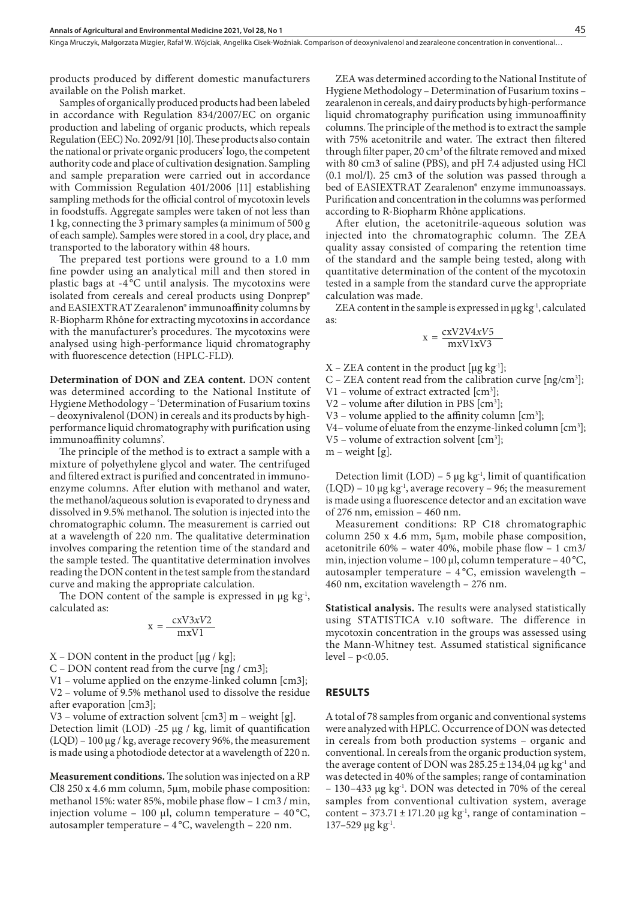products produced by different domestic manufacturers available on the Polish market.

Samples of organically produced products had been labeled in accordance with Regulation 834/2007/EC on organic production and labeling of organic products, which repeals Regulation (EEC) No. 2092/91 [10]. These products also contain the national or private organic producers' logo, the competent authority code and place of cultivation designation. Sampling and sample preparation were carried out in accordance with Commission Regulation 401/2006 [11] establishing sampling methods for the official control of mycotoxin levels in foodstuffs. Aggregate samples were taken of not less than 1 kg, connecting the 3 primary samples (a minimum of 500 g of each sample). Samples were stored in a cool, dry place, and transported to the laboratory within 48 hours.

The prepared test portions were ground to a 1.0 mm fine powder using an analytical mill and then stored in plastic bags at -4 °C until analysis. The mycotoxins were isolated from cereals and cereal products using Donprep® and EASIEXTRAT Zearalenon® immunoaffinity columns by R-Biopharm Rhône for extracting mycotoxins in accordance with the manufacturer's procedures. The mycotoxins were analysed using high-performance liquid chromatography with fluorescence detection (HPLC-FLD).

**Determination of DON and ZEA content.** DON content was determined according to the National Institute of Hygiene Methodology – 'Determination of Fusarium toxins – deoxynivalenol (DON) in cereals and its products by high-performance liquid chromatography with purification using immunoaffinity columns'.

The principle of the method is to extract a sample with a mixture of polyethylene glycol and water. The centrifuged and filtered extract is purified and concentrated in immuno-enzyme columns. After elution with methanol and water, the methanol/aqueous solution is evaporated to dryness and dissolved in 9.5% methanol. The solution is injected into the chromatographic column. The measurement is carried out at a wavelength of 220 nm. The qualitative determination involves comparing the retention time of the standard and the sample tested. The quantitative determination involves reading the DON content in the test sample from the standard curve and making the appropriate calculation.

The DON content of the sample is expressed in µg kg$^{-1}$, calculated as:

$$x = \frac{c x V3 x V2}{m x V1}$$

X – DON content in the product [µg / kg];

C – DON content read from the curve [ng / cm3];

V1 – volume applied on the enzyme-linked column [cm3];

V2 – volume of 9.5% methanol used to dissolve the residue after evaporation [cm3];

V3 – volume of extraction solvent [cm3] m – weight [g].

Detection limit (LOD) -25 µg / kg, limit of quantification (LQD) – 100 µg / kg, average recovery 96%, the measurement is made using a photodiode detector at a wavelength of 220 n.

**Measurement conditions.** The solution was injected on a RP Cl8 250 x 4.6 mm column, 5µm, mobile phase composition: methanol 15%: water 85%, mobile phase flow – 1 cm3 / min, injection volume – 100 µl, column temperature – 40 °C, autosampler temperature – 4 °C, wavelength – 220 nm.

ZEA was determined according to the National Institute of Hygiene Methodology – Determination of Fusarium toxins – zearalenon in cereals, and dairy products by high-performance liquid chromatography purification using immunoaffinity columns. The principle of the method is to extract the sample with 75% acetonitrile and water. The extract then filtered through filter paper, 20 cm$^3$ of the filtrate removed and mixed with 80 cm3 of saline (PBS), and pH 7.4 adjusted using HCl (0.1 mol/l). 25 cm3 of the solution was passed through a bed of EASIEXTRAT Zearalenon® enzyme immunoassays. Purification and concentration in the columns was performed according to R-Biopharm Rhône applications.

After elution, the acetonitrile-aqueous solution was injected into the chromatographic column. The ZEA quality assay consisted of comparing the retention time of the standard and the sample being tested, along with quantitative determination of the content of the mycotoxin tested in a sample from the standard curve the appropriate calculation was made.

ZEA content in the sample is expressed in µg kg$^{-1}$, calculated as:

$$x = \frac{c x V2 V4 x V5}{m x V1 x V3}$$

X – ZEA content in the product [µg kg$^{-1}$];

C – ZEA content read from the calibration curve [ng/cm$^3$];

V1 – volume of extract extracted [cm$^3$];

V2 – volume after dilution in PBS [cm$^3$];

V3 – volume applied to the affinity column [cm$^3$];

V4– volume of eluate from the enzyme-linked column [cm$^3$];

V5 – volume of extraction solvent [cm$^3$];

m – weight [g].

Detection limit (LOD) – 5 µg kg$^{-1}$, limit of quantification (LQD) – 10 µg kg$^{-1}$, average recovery – 96; the measurement is made using a fluorescence detector and an excitation wave of 276 nm, emission – 460 nm.

Measurement conditions: RP C18 chromatographic column 250 x 4.6 mm, 5µm, mobile phase composition, acetonitrile 60% – water 40%, mobile phase flow – 1 cm3/ min, injection volume – 100 µl, column temperature – 40 °C, autosampler temperature – 4 °C, emission wavelength – 460 nm, excitation wavelength – 276 nm.

**Statistical analysis.** The results were analysed statistically using STATISTICA v.10 software. The difference in mycotoxin concentration in the groups was assessed using the Mann-Whitney test. Assumed statistical significance level – $p<0.05$.

## RESULTS

A total of 78 samples from organic and conventional systems were analyzed with HPLC. Occurrence of DON was detected in cereals from both production systems – organic and conventional. In cereals from the organic production system, the average content of DON was 285.25 ± 134,04 µg kg$^{-1}$ and was detected in 40% of the samples; range of contamination – 130–433 µg kg$^{-1}$. DON was detected in 70% of the cereal samples from conventional cultivation system, average content – 373.71 ± 171.20 µg kg$^{-1}$, range of contamination – 137–529 µg kg$^{-1}$.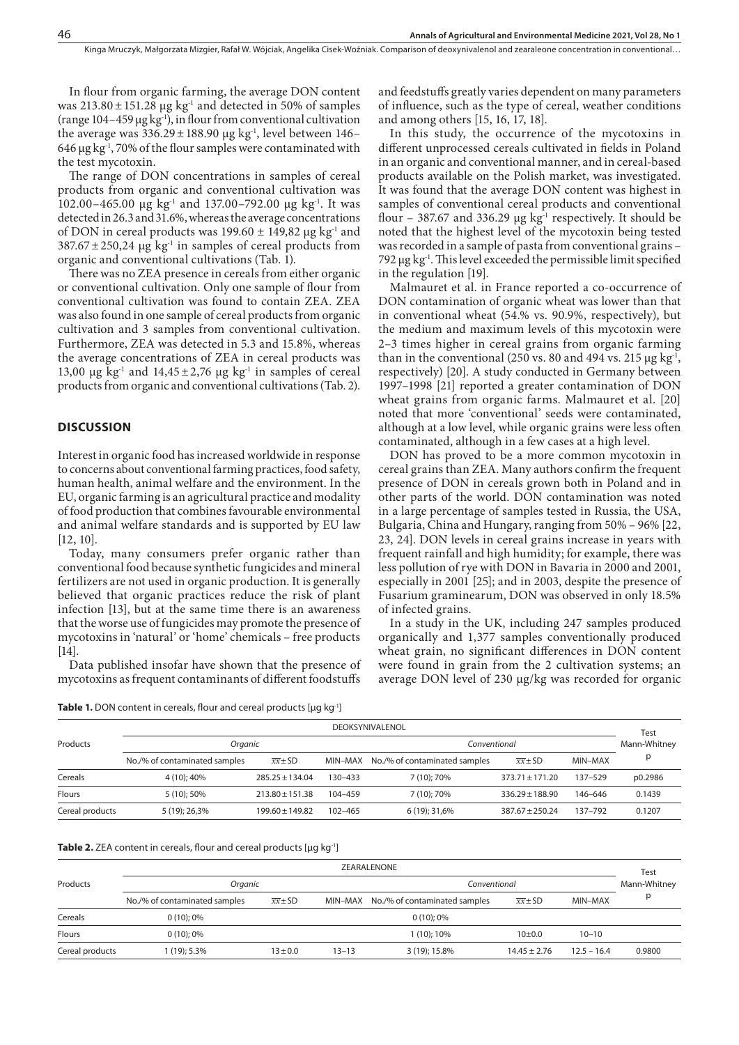In flour from organic farming, the average DON content was $213.80 \pm 151.28$ µg kg$^{-1}$ and detected in 50% of samples (range 104–459 µg kg$^{-1}$), in flour from conventional cultivation the average was $336.29 \pm 188.90$ µg kg$^{-1}$, level between 146–646 µg kg$^{-1}$, 70% of the flour samples were contaminated with the test mycotoxin.

The range of DON concentrations in samples of cereal products from organic and conventional cultivation was 102.00–465.00 µg kg$^{-1}$ and 137.00–792.00 µg kg$^{-1}$. It was detected in 26.3 and 31.6%, whereas the average concentrations of DON in cereal products was $199.60 \pm 149{,}82$ µg kg$^{-1}$ and $387.67 \pm 250{,}24$ µg kg$^{-1}$ in samples of cereal products from organic and conventional cultivations (Tab. 1).

There was no ZEA presence in cereals from either organic or conventional cultivation. Only one sample of flour from conventional cultivation was found to contain ZEA. ZEA was also found in one sample of cereal products from organic cultivation and 3 samples from conventional cultivation. Furthermore, ZEA was detected in 5.3 and 15.8%, whereas the average concentrations of ZEA in cereal products was 13,00 µg kg$^{-1}$ and $14{,}45 \pm 2{,}76$ µg kg$^{-1}$ in samples of cereal products from organic and conventional cultivations (Tab. 2).

## DISCUSSION

Interest in organic food has increased worldwide in response to concerns about conventional farming practices, food safety, human health, animal welfare and the environment. In the EU, organic farming is an agricultural practice and modality of food production that combines favourable environmental and animal welfare standards and is supported by EU law [12, 10].

Today, many consumers prefer organic rather than conventional food because synthetic fungicides and mineral fertilizers are not used in organic production. It is generally believed that organic practices reduce the risk of plant infection [13], but at the same time there is an awareness that the worse use of fungicides may promote the presence of mycotoxins in 'natural' or 'home' chemicals – free products [14].

Data published insofar have shown that the presence of mycotoxins as frequent contaminants of different foodstuffs and feedstuffs greatly varies dependent on many parameters of influence, such as the type of cereal, weather conditions and among others [15, 16, 17, 18].

In this study, the occurrence of the mycotoxins in different unprocessed cereals cultivated in fields in Poland in an organic and conventional manner, and in cereal-based products available on the Polish market, was investigated. It was found that the average DON content was highest in samples of conventional cereal products and conventional flour – 387.67 and 336.29 µg kg$^{-1}$ respectively. It should be noted that the highest level of the mycotoxin being tested was recorded in a sample of pasta from conventional grains – 792 µg kg$^{-1}$. This level exceeded the permissible limit specified in the regulation [19].

Malmauret et al. in France reported a co-occurrence of DON contamination of organic wheat was lower than that in conventional wheat (54.5% vs. 90.9%, respectively), but the medium and maximum levels of this mycotoxin were 2–3 times higher in cereal grains from organic farming than in the conventional (250 vs. 80 and 494 vs. 215 µg kg$^{-1}$, respectively) [20]. A study conducted in Germany between 1997–1998 [21] reported a greater contamination of DON wheat grains from organic farms. Malmauret et al. [20] noted that more 'conventional' seeds were contaminated, although at a low level, while organic grains were less often contaminated, although in a few cases at a high level.

DON has proved to be a more common mycotoxin in cereal grains than ZEA. Many authors confirm the frequent presence of DON in cereals grown both in Poland and in other parts of the world. DON contamination was noted in a large percentage of samples tested in Russia, the USA, Bulgaria, China and Hungary, ranging from 50% – 96% [22, 23, 24]. DON levels in cereal grains increase in years with frequent rainfall and high humidity; for example, there was less pollution of rye with DON in Bavaria in 2000 and 2001, especially in 2001 [25]; and in 2003, despite the presence of Fusarium graminearum, DON was observed in only 18.5% of infected grains.

In a study in the UK, including 247 samples produced organically and 1,377 samples conventionally produced wheat grain, no significant differences in DON content were found in grain from the 2 cultivation systems; an average DON level of 230 µg/kg was recorded for organic

**Table 1.** DON content in cereals, flour and cereal products [µg kg$^{-1}$]

| Products | DEOKSYNIVALENOL | | | | | | Test Mann-Whitney |
|---|---|---|---|---|---|---|---|
| | Organic | | | Conventional | | | p |
| | No./% of contaminated samples | $\overline{xx} \pm$ SD | MIN–MAX | No./% of contaminated samples | $\overline{xx} \pm$ SD | MIN–MAX | |
| Cereals | 4 (10); 40% | 285.25 ± 134.04 | 130–433 | 7 (10); 70% | 373.71 ± 171.20 | 137–529 | p0.2986 |
| Flours | 5 (10); 50% | 213.80 ± 151.38 | 104–459 | 7 (10); 70% | 336.29 ± 188.90 | 146–646 | 0.1439 |
| Cereal products | 5 (19); 26,3% | 199.60 ± 149.82 | 102–465 | 6 (19); 31,6% | 387.67 ± 250.24 | 137–792 | 0.1207 |

**Table 2.** ZEA content in cereals, flour and cereal products [µg kg$^{-1}$]

| Products | ZEARALENONE | | | | | | Test Mann-Whitney |
|---|---|---|---|---|---|---|---|
| | Organic | | | Conventional | | | p |
| | No./% of contaminated samples | $\overline{xx} \pm$ SD | MIN–MAX | No./% of contaminated samples | $\overline{xx} \pm$ SD | MIN–MAX | |
| Cereals | 0 (10); 0% | | | 0 (10); 0% | | | |
| Flours | 0 (10); 0% | | | 1 (10); 10% | 10±0.0 | 10–10 | |
| Cereal products | 1 (19); 5.3% | 13 ± 0.0 | 13–13 | 3 (19); 15.8% | 14.45 ± 2.76 | 12.5 – 16.4 | 0.9800 |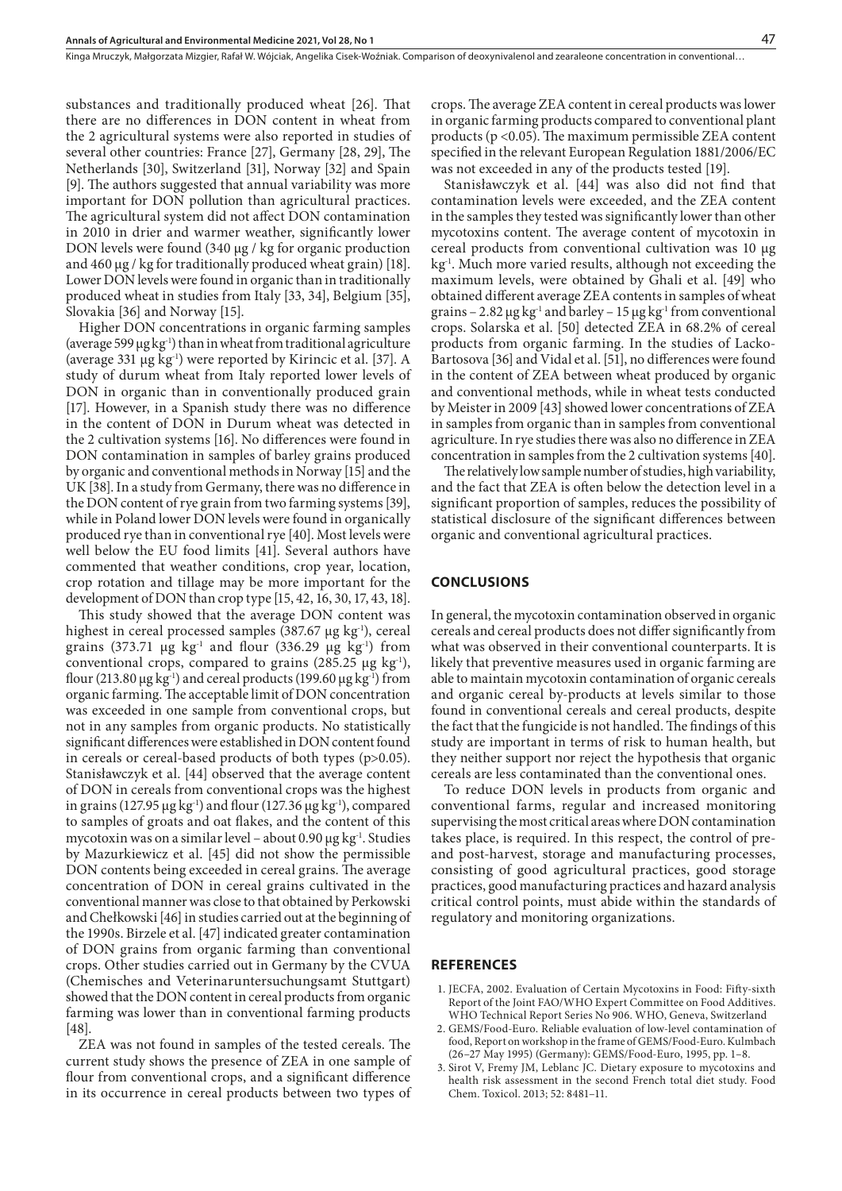substances and traditionally produced wheat [26]. That there are no differences in DON content in wheat from the 2 agricultural systems were also reported in studies of several other countries: France [27], Germany [28, 29], The Netherlands [30], Switzerland [31], Norway [32] and Spain [9]. The authors suggested that annual variability was more important for DON pollution than agricultural practices. The agricultural system did not affect DON contamination in 2010 in drier and warmer weather, significantly lower DON levels were found (340 µg / kg for organic production and 460 µg / kg for traditionally produced wheat grain) [18]. Lower DON levels were found in organic than in traditionally produced wheat in studies from Italy [33, 34], Belgium [35], Slovakia [36] and Norway [15].

Higher DON concentrations in organic farming samples (average 599 µg kg$^{-1}$) than in wheat from traditional agriculture (average 331 µg kg$^{-1}$) were reported by Kirincic et al. [37]. A study of durum wheat from Italy reported lower levels of DON in organic than in conventionally produced grain [17]. However, in a Spanish study there was no difference in the content of DON in Durum wheat was detected in the 2 cultivation systems [16]. No differences were found in DON contamination in samples of barley grains produced by organic and conventional methods in Norway [15] and the UK [38]. In a study from Germany, there was no difference in the DON content of rye grain from two farming systems [39], while in Poland lower DON levels were found in organically produced rye than in conventional rye [40]. Most levels were well below the EU food limits [41]. Several authors have commented that weather conditions, crop year, location, crop rotation and tillage may be more important for the development of DON than crop type [15, 42, 16, 30, 17, 43, 18].

This study showed that the average DON content was highest in cereal processed samples (387.67 µg kg$^{-1}$), cereal grains (373.71 µg kg$^{-1}$ and flour (336.29 µg kg$^{-1}$) from conventional crops, compared to grains (285.25 µg kg$^{-1}$), flour (213.80 µg kg$^{-1}$) and cereal products (199.60 µg kg$^{-1}$) from organic farming. The acceptable limit of DON concentration was exceeded in one sample from conventional crops, but not in any samples from organic products. No statistically significant differences were established in DON content found in cereals or cereal-based products of both types ($p>0.05$). Stanisławczyk et al. [44] observed that the average content of DON in cereals from conventional crops was the highest in grains (127.95 µg kg$^{-1}$) and flour (127.36 µg kg$^{-1}$), compared to samples of groats and oat flakes, and the content of this mycotoxin was on a similar level – about 0.90 µg kg$^{-1}$. Studies by Mazurkiewicz et al. [45] did not show the permissible DON contents being exceeded in cereal grains. The average concentration of DON in cereal grains cultivated in the conventional manner was close to that obtained by Perkowski and Chełkowski [46] in studies carried out at the beginning of the 1990s. Birzele et al. [47] indicated greater contamination of DON grains from organic farming than conventional crops. Other studies carried out in Germany by the CVUA (Chemisches and Veterinaruntersuchungsamt Stuttgart) showed that the DON content in cereal products from organic farming was lower than in conventional farming products [48].

ZEA was not found in samples of the tested cereals. The current study shows the presence of ZEA in one sample of flour from conventional crops, and a significant difference in its occurrence in cereal products between two types of crops. The average ZEA content in cereal products was lower in organic farming products compared to conventional plant products ($p<0.05$). The maximum permissible ZEA content specified in the relevant European Regulation 1881/2006/EC was not exceeded in any of the products tested [19].

Stanisławczyk et al. [44] was also did not find that contamination levels were exceeded, and the ZEA content in the samples they tested was significantly lower than other mycotoxins content. The average content of mycotoxin in cereal products from conventional cultivation was 10 µg kg$^{-1}$. Much more varied results, although not exceeding the maximum levels, were obtained by Ghali et al. [49] who obtained different average ZEA contents in samples of wheat grains – 2.82 µg kg$^{-1}$ and barley – 15 µg kg$^{-1}$ from conventional crops. Solarska et al. [50] detected ZEA in 68.2% of cereal products from organic farming. In the studies of Lacko-Bartosova [36] and Vidal et al. [51], no differences were found in the content of ZEA between wheat produced by organic and conventional methods, while in wheat tests conducted by Meister in 2009 [43] showed lower concentrations of ZEA in samples from organic than in samples from conventional agriculture. In rye studies there was also no difference in ZEA concentration in samples from the 2 cultivation systems [40].

The relatively low sample number of studies, high variability, and the fact that ZEA is often below the detection level in a significant proportion of samples, reduces the possibility of statistical disclosure of the significant differences between organic and conventional agricultural practices.

## CONCLUSIONS

In general, the mycotoxin contamination observed in organic cereals and cereal products does not differ significantly from what was observed in their conventional counterparts. It is likely that preventive measures used in organic farming are able to maintain mycotoxin contamination of organic cereals and organic cereal by-products at levels similar to those found in conventional cereals and cereal products, despite the fact that the fungicide is not handled. The findings of this study are important in terms of risk to human health, but they neither support nor reject the hypothesis that organic cereals are less contaminated than the conventional ones.

To reduce DON levels in products from organic and conventional farms, regular and increased monitoring supervising the most critical areas where DON contamination takes place, is required. In this respect, the control of pre- and post-harvest, storage and manufacturing processes, consisting of good agricultural practices, good storage practices, good manufacturing practices and hazard analysis critical control points, must abide within the standards of regulatory and monitoring organizations.

## REFERENCES

1. JECFA, 2002. Evaluation of Certain Mycotoxins in Food: Fifty-sixth Report of the Joint FAO/WHO Expert Committee on Food Additives. WHO Technical Report Series No 906. WHO, Geneva, Switzerland
2. GEMS/Food-Euro. Reliable evaluation of low-level contamination of food, Report on workshop in the frame of GEMS/Food-Euro. Kulmbach (26–27 May 1995) (Germany): GEMS/Food-Euro, 1995, pp. 1–8.
3. Sirot V, Fremy JM, Leblanc JC. Dietary exposure to mycotoxins and health risk assessment in the second French total diet study. Food Chem. Toxicol. 2013; 52: 8481–11.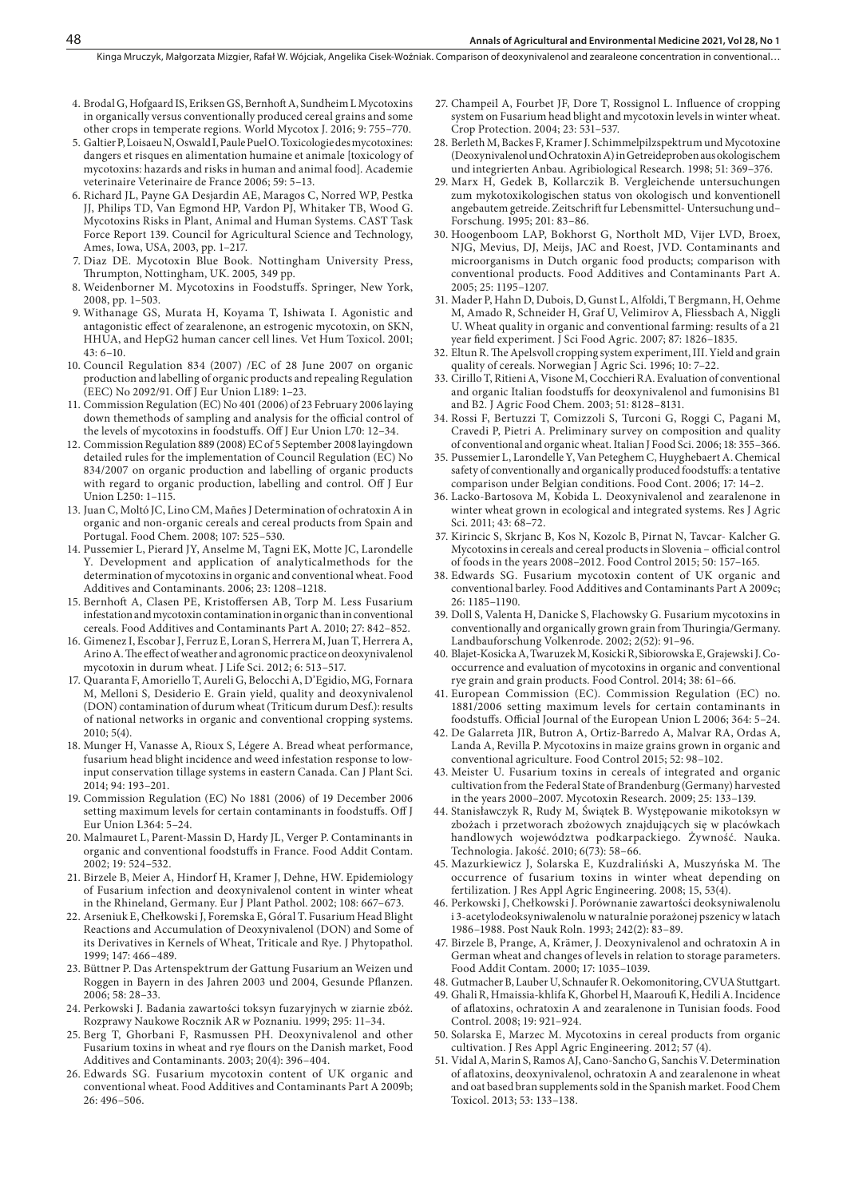4. Brodal G, Hofgaard IS, Eriksen GS, Bernhoft A, Sundheim L Mycotoxins in organically versus conventionally produced cereal grains and some other crops in temperate regions. World Mycotox J. 2016; 9: 755–770.
5. Galtier P, Loisaeu N, Oswald I, Paule Puel O. Toxicologie des mycotoxines: dangers et risques en alimentation humaine et animale [toxicology of mycotoxins: hazards and risks in human and animal food]. Academie veterinaire Veterinaire de France 2006; 59: 5–13.
6. Richard JL, Payne GA Desjardin AE, Maragos C, Norred WP, Pestka JJ, Philips TD, Van Egmond HP, Vardon PJ, Whitaker TB, Wood G. Mycotoxins Risks in Plant, Animal and Human Systems. CAST Task Force Report 139. Council for Agricultural Science and Technology, Ames, Iowa, USA, 2003, pp. 1–217.
7. Diaz DE. Mycotoxin Blue Book. Nottingham University Press, Thrumpton, Nottingham, UK. 2005, 349 pp.
8. Weidenborner M. Mycotoxins in Foodstuffs. Springer, New York, 2008, pp. 1–503.
9. Withanage GS, Murata H, Koyama T, Ishiwata I. Agonistic and antagonistic effect of zearalenone, an estrogenic mycotoxin, on SKN, HHUA, and HepG2 human cancer cell lines. Vet Hum Toxicol. 2001; 43: 6–10.
10. Council Regulation 834 (2007) /EC of 28 June 2007 on organic production and labelling of organic products and repealing Regulation (EEC) No 2092/91. Off J Eur Union L189: 1–23.
11. Commission Regulation (EC) No 401 (2006) of 23 February 2006 laying down themethods of sampling and analysis for the official control of the levels of mycotoxins in foodstuffs. Off J Eur Union L70: 12–34.
12. Commission Regulation 889 (2008) EC of 5 September 2008 layingdown detailed rules for the implementation of Council Regulation (EC) No 834/2007 on organic production and labelling of organic products with regard to organic production, labelling and control. Off J Eur Union L250: 1–115.
13. Juan C, Moltó JC, Lino CM, Mañes J Determination of ochratoxin A in organic and non-organic cereals and cereal products from Spain and Portugal. Food Chem. 2008; 107: 525–530.
14. Pussemier L, Pierard JY, Anselme M, Tagni EK, Motte JC, Larondelle Y. Development and application of analyticalmethods for the determination of mycotoxins in organic and conventional wheat. Food Additives and Contaminants. 2006; 23: 1208–1218.
15. Bernhoft A, Clasen PE, Kristoffersen AB, Torp M. Less Fusarium infestation and mycotoxin contamination in organic than in conventional cereals. Food Additives and Contaminants Part A. 2010; 27: 842–852.
16. Gimenez I, Escobar J, Ferruz E, Loran S, Herrera M, Juan T, Herrera A, Arino A. The effect of weather and agronomic practice on deoxynivalenol mycotoxin in durum wheat. J Life Sci. 2012; 6: 513–517.
17. Quaranta F, Amoriello T, Aureli G, Belocchi A, D'Egidio, MG, Fornara M, Melloni S, Desiderio E. Grain yield, quality and deoxynivalenol (DON) contamination of durum wheat (Triticum durum Desf.): results of national networks in organic and conventional cropping systems. 2010; 5(4).
18. Munger H, Vanasse A, Rioux S, Légere A. Bread wheat performance, fusarium head blight incidence and weed infestation response to low-input conservation tillage systems in eastern Canada. Can J Plant Sci. 2014; 94: 193–201.
19. Commission Regulation (EC) No 1881 (2006) of 19 December 2006 setting maximum levels for certain contaminants in foodstuffs. Off J Eur Union L364: 5–24.
20. Malmauret L, Parent-Massin D, Hardy JL, Verger P. Contaminants in organic and conventional foodstuffs in France. Food Addit Contam. 2002; 19: 524–532.
21. Birzele B, Meier A, Hindorf H, Kramer J, Dehne, HW. Epidemiology of Fusarium infection and deoxynivalenol content in winter wheat in the Rhineland, Germany. Eur J Plant Pathol. 2002; 108: 667–673.
22. Arseniuk E, Chełkowski J, Foremska E, Góral T. Fusarium Head Blight Reactions and Accumulation of Deoxynivalenol (DON) and Some of its Derivatives in Kernels of Wheat, Triticale and Rye. J Phytopathol. 1999; 147: 466–489.
23. Büttner P. Das Artenspektrum der Gattung Fusarium an Weizen und Roggen in Bayern in des Jahren 2003 und 2004, Gesunde Pflanzen. 2006; 58: 28–33.
24. Perkowski J. Badania zawartości toksyn fuzaryjnych w ziarnie zbóż. Rozprawy Naukowe Rocznik AR w Poznaniu. 1999; 295: 11–34.
25. Berg T, Ghorbani F, Rasmussen PH. Deoxynivalenol and other Fusarium toxins in wheat and rye flours on the Danish market, Food Additives and Contaminants. 2003; 20(4): 396–404.
26. Edwards SG. Fusarium mycotoxin content of UK organic and conventional wheat. Food Additives and Contaminants Part A 2009b; 26: 496–506.
27. Champeil A, Fourbet JF, Dore T, Rossignol L. Influence of cropping system on Fusarium head blight and mycotoxin levels in winter wheat. Crop Protection. 2004; 23: 531–537.
28. Berleth M, Backes F, Kramer J. Schimmelpilzspektrum und Mycotoxine (Deoxynivalenol und Ochratoxin A) in Getreideproben aus okologischem und integrierten Anbau. Agribiological Research. 1998; 51: 369–376.
29. Marx H, Gedek B, Kollarczik B. Vergleichende untersuchungen zum mykotoxikologischen status von okologisch und konventionell angebautem getreide. Zeitschrift fur Lebensmittel- Untersuchung und–Forschung. 1995; 201: 83–86.
30. Hoogenboom LAP, Bokhorst G, Northolt MD, Vijer LVD, Broex, NJG, Mevius, DJ, Meijs, JAC and Roest, JVD. Contaminants and microorganisms in Dutch organic food products; comparison with conventional products. Food Additives and Contaminants Part A. 2005; 25: 1195–1207.
31. Mader P, Hahn D, Dubois, D, Gunst L, Alfoldi, T Bergmann, H, Oehme M, Amado R, Schneider H, Graf U, Velimirov A, Fliessbach A, Niggli U. Wheat quality in organic and conventional farming: results of a 21 year field experiment. J Sci Food Agric. 2007; 87: 1826–1835.
32. Eltun R. The Apelsvoll cropping system experiment, III. Yield and grain quality of cereals. Norwegian J Agric Sci. 1996; 10: 7–22.
33. Cirillo T, Ritieni A, Visone M, Cocchieri RA. Evaluation of conventional and organic Italian foodstuffs for deoxynivalenol and fumonisins B1 and B2. J Agric Food Chem. 2003; 51: 8128–8131.
34. Rossi F, Bertuzzi T, Comizzoli S, Turconi G, Roggi C, Pagani M, Cravedi P, Pietri A. Preliminary survey on composition and quality of conventional and organic wheat. Italian J Food Sci. 2006; 18: 355–366.
35. Pussemier L, Larondelle Y, Van Peteghem C, Huyghebaert A. Chemical safety of conventionally and organically produced foodstuffs: a tentative comparison under Belgian conditions. Food Cont. 2006; 17: 14–2.
36. Lacko-Bartosova M, Kobida L. Deoxynivalenol and zearalenone in winter wheat grown in ecological and integrated systems. Res J Agric Sci. 2011; 43: 68–72.
37. Kirincic S, Skrjanc B, Kos N, Kozolc B, Pirnat N, Tavcar- Kalcher G. Mycotoxins in cereals and cereal products in Slovenia – official control of foods in the years 2008–2012. Food Control 2015; 50: 157–165.
38. Edwards SG. Fusarium mycotoxin content of UK organic and conventional barley. Food Additives and Contaminants Part A 2009c; 26: 1185–1190.
39. Doll S, Valenta H, Danicke S, Flachowsky G. Fusarium mycotoxins in conventionally and organically grown grain from Thuringia/Germany. Landbauforschung Volkenrode. 2002; 2(52): 91–96.
40. Blajet-Kosicka A, Twaruzek M, Kosicki R, Sibiorowska E, Grajewski J. Co-occurrence and evaluation of mycotoxins in organic and conventional rye grain and grain products. Food Control. 2014; 38: 61–66.
41. European Commission (EC). Commission Regulation (EC) no. 1881/2006 setting maximum levels for certain contaminants in foodstuffs. Official Journal of the European Union L 2006; 364: 5–24.
42. De Galarreta JIR, Butron A, Ortiz-Barredo A, Malvar RA, Ordas A, Landa A, Revilla P. Mycotoxins in maize grains grown in organic and conventional agriculture. Food Control 2015; 52: 98–102.
43. Meister U. Fusarium toxins in cereals of integrated and organic cultivation from the Federal State of Brandenburg (Germany) harvested in the years 2000–2007. Mycotoxin Research. 2009; 25: 133–139.
44. Stanisławczyk R, Rudy M, Świątek B. Występowanie mikotoksyn w zbożach i przetworach zbożowych znajdujących się w placówkach handlowych województwa podkarpackiego. Żywność. Nauka. Technologia. Jakość. 2010; 6(73): 58–66.
45. Mazurkiewicz J, Solarska E, Kuzdraliński A, Muszyńska M. The occurrence of fusarium toxins in winter wheat depending on fertilization. J Res Appl Agric Engineering. 2008; 15, 53(4).
46. Perkowski J, Chełkowski J. Porównanie zawartości deoksyniwalenolu i 3-acetylodeoksyniwalenolu w naturalnie porażonej pszenicy w latach 1986–1988. Post Nauk Roln. 1993; 242(2): 83–89.
47. Birzele B, Prange, A, Krämer, J. Deoxynivalenol and ochratoxin A in German wheat and changes of levels in relation to storage parameters. Food Addit Contam. 2000; 17: 1035–1039.
48. Gutmacher B, Lauber U, Schnaufer R. Oekomonitoring, CVUA Stuttgart.
49. Ghali R, Hmaissia-khlifa K, Ghorbel H, Maaroufi K, Hedili A. Incidence of aflatoxins, ochratoxin A and zearalenone in Tunisian foods. Food Control. 2008; 19: 921–924.
50. Solarska E, Marzec M. Mycotoxins in cereal products from organic cultivation. J Res Appl Agric Engineering. 2012; 57 (4).
51. Vidal A, Marin S, Ramos AJ, Cano-Sancho G, Sanchis V. Determination of aflatoxins, deoxynivalenol, ochratoxin A and zearalenone in wheat and oat based bran supplements sold in the Spanish market. Food Chem Toxicol. 2013; 53: 133–138.